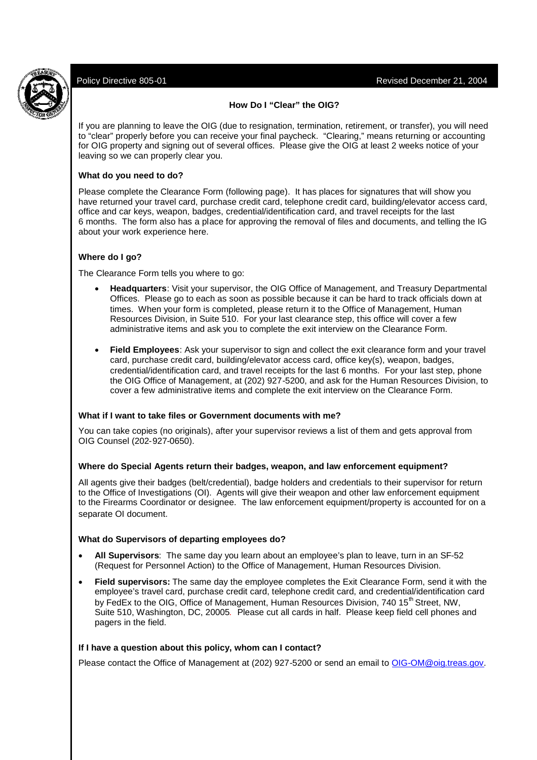Policy Directive 805-01 Revised December 21, 2004

## How Do I "Clear" the OIG?

If you are planning to leave the OIG (due to resignation, termination, retirement, or transfer), you will need to "clear" properly before you can receive your final paycheck. "Clearing," means returning or accounting for OIG property and signing out of several offices. Please give the OIG at least 2 weeks notice of your leaving so we can properly clear you.

### What do you need to do?

Please complete the Clearance Form (following page). It has places for signatures that will show you have returned your travel card, purchase credit card, telephone credit card, building/elevator access card, office and car keys, weapon, badges, credential/identification card, and travel receipts for the last 6 months. The form also has a place for approving the removal of files and documents, and telling the IG about your work experience here.

### Where do I go?

The Clearance Form tells you where to go:

- **Headquarters**: Visit your supervisor, the OIG Office of Management, and Treasury Departmental Offices. Please go to each as soon as possible because it can be hard to track officials down at times. When your form is completed, please return it to the Office of Management, Human Resources Division, in Suite 510. For your last clearance step, this office will cover a few administrative items and ask you to complete the exit interview on the Clearance Form.

- **Field Employees**: Ask your supervisor to sign and collect the exit clearance form and your travel card, purchase credit card, building/elevator access card, office key(s), weapon, badges, credential/identification card, and travel receipts for the last 6 months. For your last step, phone the OIG Office of Management, at (202) 927-5200, and ask for the Human Resources Division, to cover a few administrative items and complete the exit interview on the Clearance Form.

### What if I want to take files or Government documents with me?

You can take copies (no originals), after your supervisor reviews a list of them and gets approval from OIG Counsel (202-927-0650).

### Where do Special Agents return their badges, weapon, and law enforcement equipment?

All agents give their badges (belt/credential), badge holders and credentials to their supervisor for return to the Office of Investigations (OI). Agents will give their weapon and other law enforcement equipment to the Firearms Coordinator or designee. The law enforcement equipment/property is accounted for on a separate OI document.

### What do Supervisors of departing employees do?

- **All Supervisors**: The same day you learn about an employee's plan to leave, turn in an SF-52 (Request for Personnel Action) to the Office of Management, Human Resources Division.
- **Field supervisors:** The same day the employee completes the Exit Clearance Form, send it with the employee's travel card, purchase credit card, telephone credit card, and credential/identification card by FedEx to the OIG, Office of Management, Human Resources Division, 740 15th Street, NW, Suite 510, Washington, DC, 20005. Please cut all cards in half. Please keep field cell phones and pagers in the field.

### If I have a question about this policy, whom can I contact?

Please contact the Office of Management at (202) 927-5200 or send an email to OIG-OM@oig.treas.gov.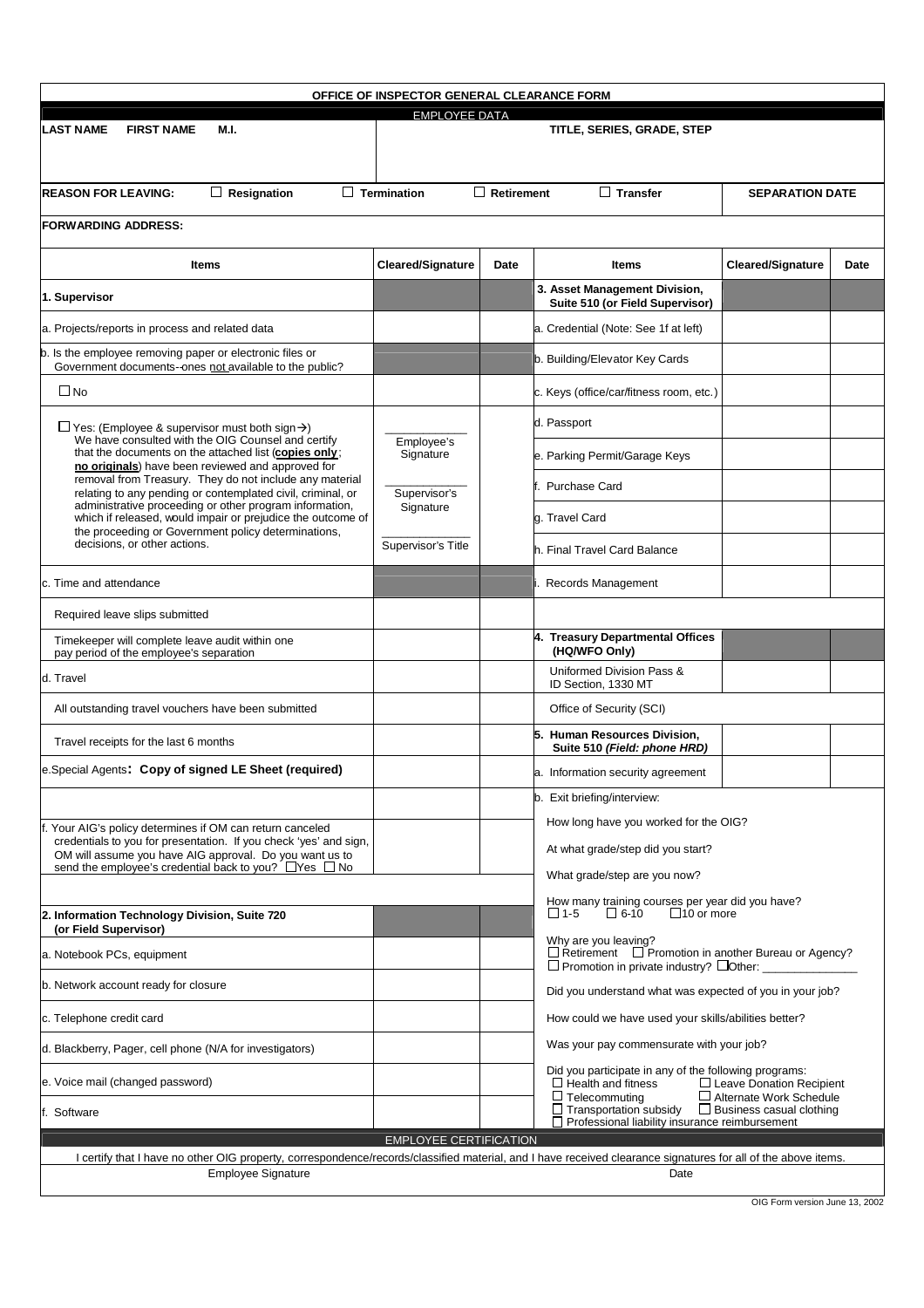# OFFICE OF INSPECTOR GENERAL CLEARANCE FORM

## EMPLOYEE DATA

| LAST NAME FIRST NAME M.I. | TITLE, SERIES, GRADE, STEP |
|---|---|
| | |

**REASON FOR LEAVING:** ☐ Resignation ☐ Termination ☐ Retirement ☐ Transfer | **SEPARATION DATE**

**FORWARDING ADDRESS:**

| Items | Cleared/Signature | Date | Items | Cleared/Signature | Date |
|---|---|---|---|---|---|
| **1. Supervisor** | | | **3. Asset Management Division, Suite 510 (or Field Supervisor)** | | |
| a. Projects/reports in process and related data | | | a. Credential (Note: See 1f at left) | | |
| b. Is the employee removing paper or electronic files or Government documents--ones not available to the public? | | | b. Building/Elevator Key Cards | | |
| ☐ No | | | c. Keys (office/car/fitness room, etc.) | | |
| ☐ Yes: (Employee & supervisor must both sign→) We have consulted with the OIG Counsel and certify that the documents on the attached list (**copies only**; **no originals**) have been reviewed and approved for removal from Treasury. They do not include any material relating to any pending or contemplated civil, criminal, or administrative proceeding or other program information, which if released, would impair or prejudice the outcome of the proceeding or Government policy determinations, decisions, or other actions. | ___________ Employee's Signature ___________ Supervisor's Signature ___________ Supervisor's Title | | d. Passport | | |
| | | | e. Parking Permit/Garage Keys | | |
| | | | f. Purchase Card | | |
| | | | g. Travel Card | | |
| | | | h. Final Travel Card Balance | | |
| c. Time and attendance | | | i. Records Management | | |
| Required leave slips submitted | | | | | |
| Timekeeper will complete leave audit within one pay period of the employee's separation | | | **4. Treasury Departmental Offices (HQ/WFO Only)** | | |
| d. Travel | | | Uniformed Division Pass & ID Section, 1330 MT | | |
| All outstanding travel vouchers have been submitted | | | Office of Security (SCI) | | |
| Travel receipts for the last 6 months | | | **5. Human Resources Division, Suite 510 *(Field: phone HRD)*** | | |
| e. Special Agents: **Copy of signed LE Sheet (required)** | | | a. Information security agreement | | |
| | | | b. Exit briefing/interview: | | |
| f. Your AIG's policy determines if OM can return canceled credentials to you for presentation. If you check 'yes' and sign, OM will assume you have AIG approval. Do you want us to send the employee's credential back to you? ☐Yes ☐ No | | | How long have you worked for the OIG? | | |
| | | | At what grade/step did you start? | | |
| | | | What grade/step are you now? | | |
| **2. Information Technology Division, Suite 720 (or Field Supervisor)** | | | How many training courses per year did you have? ☐ 1-5 ☐ 6-10 ☐ 10 or more | | |
| a. Notebook PCs, equipment | | | Why are you leaving? ☐ Retirement ☐ Promotion in another Bureau or Agency? ☐ Promotion in private industry? ☐ Other: ______________ | | |
| b. Network account ready for closure | | | Did you understand what was expected of you in your job? | | |
| c. Telephone credit card | | | How could we have used your skills/abilities better? | | |
| d. Blackberry, Pager, cell phone (N/A for investigators) | | | Was your pay commensurate with your job? | | |
| e. Voice mail (changed password) | | | Did you participate in any of the following programs: ☐ Health and fitness ☐ Leave Donation Recipient ☐ Telecommuting ☐ Alternate Work Schedule ☐ Transportation subsidy ☐ Business casual clothing ☐ Professional liability insurance reimbursement | | |
| f. Software | | | | | |

## EMPLOYEE CERTIFICATION

I certify that I have no other OIG property, correspondence/records/classified material, and I have received clearance signatures for all of the above items.

| Employee Signature | Date |
|---|---|
| | |

OIG Form version June 13, 2002